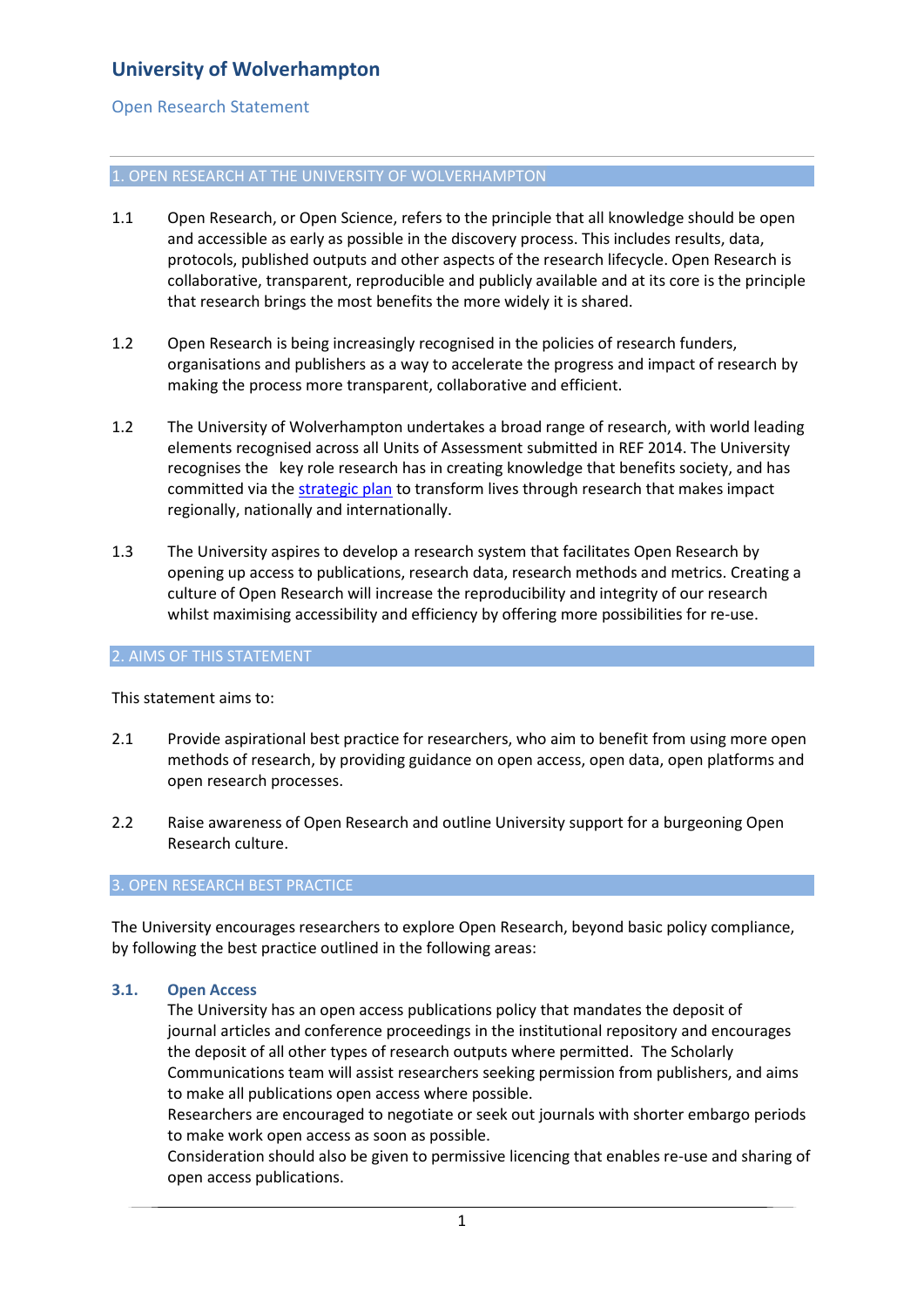# University of Wolverhampton

Open Research Statement

## 1. OPEN RESEARCH AT THE UNIVERSITY OF WOLVERHAMPTON

1.1 Open Research, or Open Science, refers to the principle that all knowledge should be open and accessible as early as possible in the discovery process. This includes results, data, protocols, published outputs and other aspects of the research lifecycle. Open Research is collaborative, transparent, reproducible and publicly available and at its core is the principle that research brings the most benefits the more widely it is shared.

1.2 Open Research is being increasingly recognised in the policies of research funders, organisations and publishers as a way to accelerate the progress and impact of research by making the process more transparent, collaborative and efficient.

1.2 The University of Wolverhampton undertakes a broad range of research, with world leading elements recognised across all Units of Assessment submitted in REF 2014. The University recognises the key role research has in creating knowledge that benefits society, and has committed via the strategic plan to transform lives through research that makes impact regionally, nationally and internationally.

1.3 The University aspires to develop a research system that facilitates Open Research by opening up access to publications, research data, research methods and metrics. Creating a culture of Open Research will increase the reproducibility and integrity of our research whilst maximising accessibility and efficiency by offering more possibilities for re-use.

## 2. AIMS OF THIS STATEMENT

This statement aims to:

2.1 Provide aspirational best practice for researchers, who aim to benefit from using more open methods of research, by providing guidance on open access, open data, open platforms and open research processes.

2.2 Raise awareness of Open Research and outline University support for a burgeoning Open Research culture.

## 3. OPEN RESEARCH BEST PRACTICE

The University encourages researchers to explore Open Research, beyond basic policy compliance, by following the best practice outlined in the following areas:

### 3.1. Open Access

The University has an open access publications policy that mandates the deposit of journal articles and conference proceedings in the institutional repository and encourages the deposit of all other types of research outputs where permitted. The Scholarly Communications team will assist researchers seeking permission from publishers, and aims to make all publications open access where possible.

Researchers are encouraged to negotiate or seek out journals with shorter embargo periods to make work open access as soon as possible.

Consideration should also be given to permissive licencing that enables re-use and sharing of open access publications.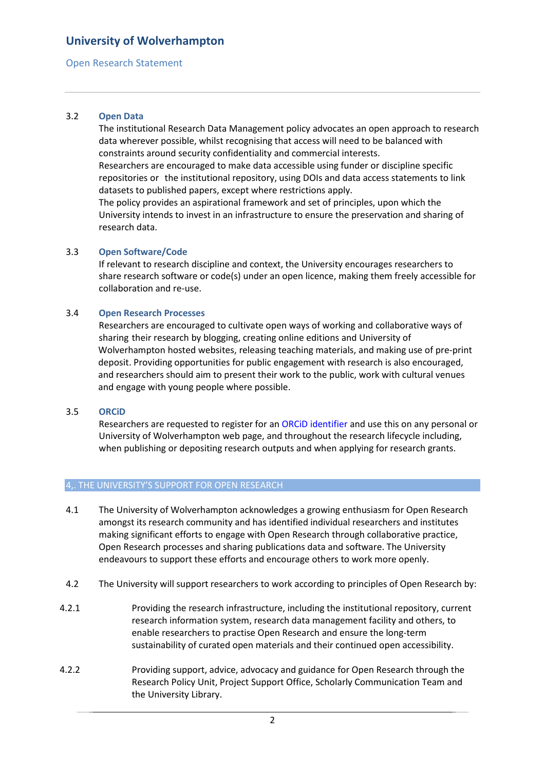### 3.2 Open Data

The institutional Research Data Management policy advocates an open approach to research data wherever possible, whilst recognising that access will need to be balanced with constraints around security confidentiality and commercial interests.

Researchers are encouraged to make data accessible using funder or discipline specific repositories or the institutional repository, using DOIs and data access statements to link datasets to published papers, except where restrictions apply.

The policy provides an aspirational framework and set of principles, upon which the University intends to invest in an infrastructure to ensure the preservation and sharing of research data.

### 3.3 Open Software/Code

If relevant to research discipline and context, the University encourages researchers to share research software or code(s) under an open licence, making them freely accessible for collaboration and re-use.

### 3.4 Open Research Processes

Researchers are encouraged to cultivate open ways of working and collaborative ways of sharing their research by blogging, creating online editions and University of Wolverhampton hosted websites, releasing teaching materials, and making use of pre-print deposit. Providing opportunities for public engagement with research is also encouraged, and researchers should aim to present their work to the public, work with cultural venues and engage with young people where possible.

### 3.5 ORCiD

Researchers are requested to register for an ORCiD identifier and use this on any personal or University of Wolverhampton web page, and throughout the research lifecycle including, when publishing or depositing research outputs and when applying for research grants.

## 4,. THE UNIVERSITY'S SUPPORT FOR OPEN RESEARCH

4.1 The University of Wolverhampton acknowledges a growing enthusiasm for Open Research amongst its research community and has identified individual researchers and institutes making significant efforts to engage with Open Research through collaborative practice, Open Research processes and sharing publications data and software. The University endeavours to support these efforts and encourage others to work more openly.

4.2 The University will support researchers to work according to principles of Open Research by:

4.2.1 Providing the research infrastructure, including the institutional repository, current research information system, research data management facility and others, to enable researchers to practise Open Research and ensure the long-term sustainability of curated open materials and their continued open accessibility.

4.2.2 Providing support, advice, advocacy and guidance for Open Research through the Research Policy Unit, Project Support Office, Scholarly Communication Team and the University Library.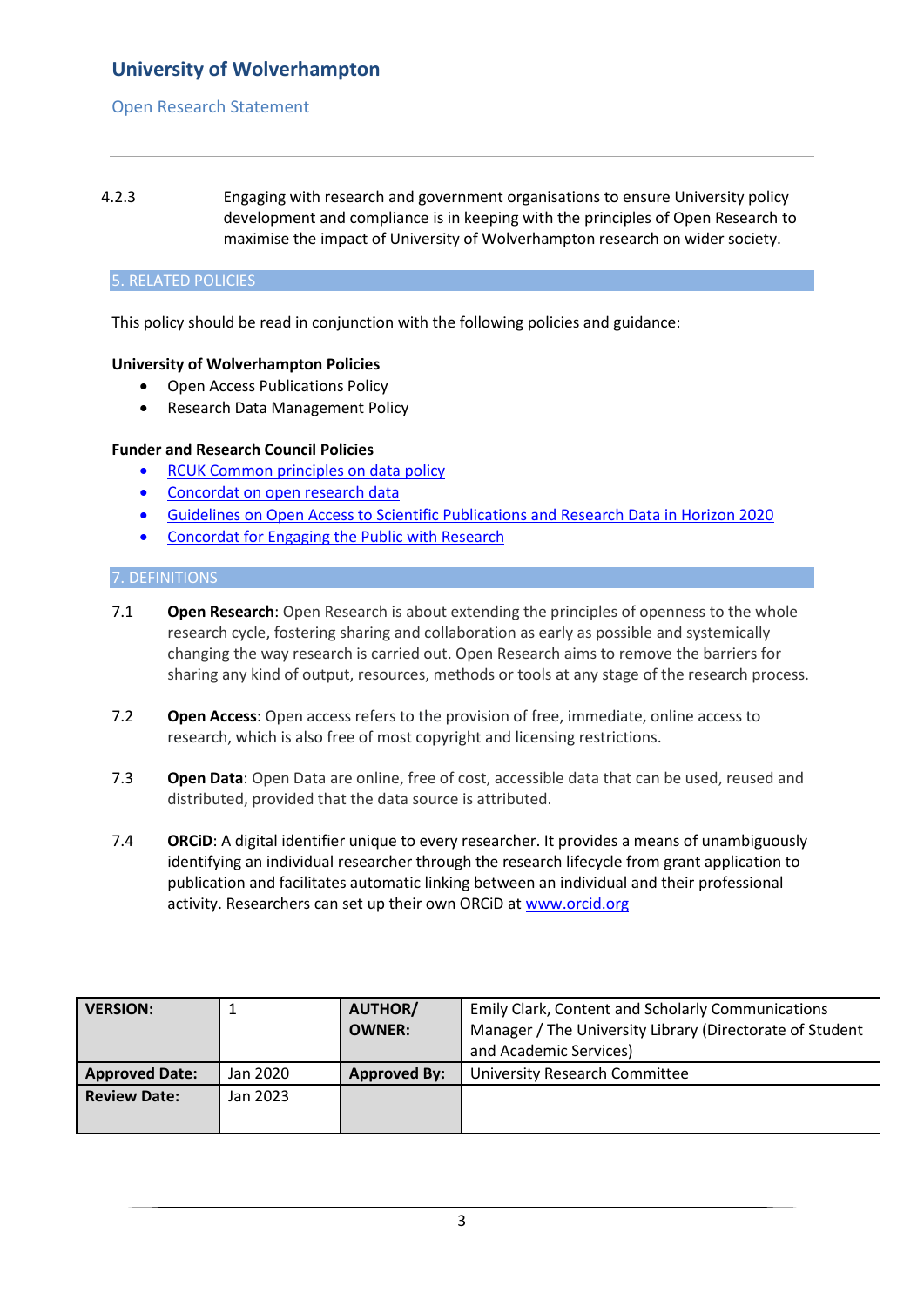4.2.3 Engaging with research and government organisations to ensure University policy development and compliance is in keeping with the principles of Open Research to maximise the impact of University of Wolverhampton research on wider society.

## 5. RELATED POLICIES

This policy should be read in conjunction with the following policies and guidance:

**University of Wolverhampton Policies**

- Open Access Publications Policy
- Research Data Management Policy

**Funder and Research Council Policies**

- RCUK Common principles on data policy
- Concordat on open research data
- Guidelines on Open Access to Scientific Publications and Research Data in Horizon 2020
- Concordat for Engaging the Public with Research

## 7. DEFINITIONS

7.1 **Open Research**: Open Research is about extending the principles of openness to the whole research cycle, fostering sharing and collaboration as early as possible and systemically changing the way research is carried out. Open Research aims to remove the barriers for sharing any kind of output, resources, methods or tools at any stage of the research process.

7.2 **Open Access**: Open access refers to the provision of free, immediate, online access to research, which is also free of most copyright and licensing restrictions.

7.3 **Open Data**: Open Data are online, free of cost, accessible data that can be used, reused and distributed, provided that the data source is attributed.

7.4 **ORCiD**: A digital identifier unique to every researcher. It provides a means of unambiguously identifying an individual researcher through the research lifecycle from grant application to publication and facilitates automatic linking between an individual and their professional activity. Researchers can set up their own ORCiD at www.orcid.org

| | | | |
|---|---|---|---|
| **VERSION:** | 1 | **AUTHOR/ OWNER:** | Emily Clark, Content and Scholarly Communications Manager / The University Library (Directorate of Student and Academic Services) |
| **Approved Date:** | Jan 2020 | **Approved By:** | University Research Committee |
| **Review Date:** | Jan 2023 | | |